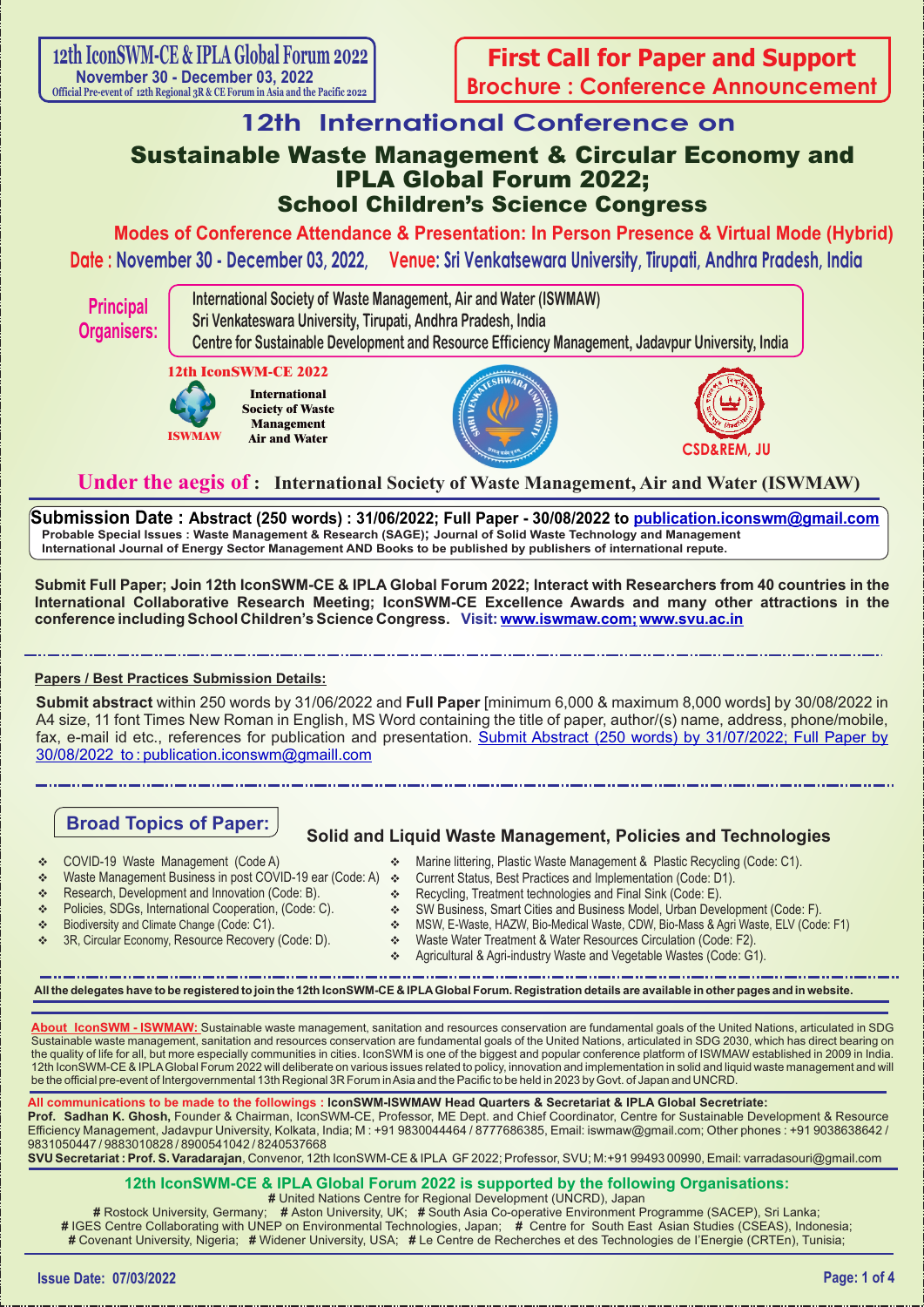**12th IconSWM-CE & IPLA Global Forum 2022**
**November 30 - December 03, 2022**
**Official Pre-event of 12th Regional 3R & CE Forum in Asia and the Pacific 2022**

**First Call for Paper and Support**
**Brochure : Conference Announcement**

# 12th International Conference on

# Sustainable Waste Management & Circular Economy and IPLA Global Forum 2022; School Children's Science Congress

**Modes of Conference Attendance & Presentation: In Person Presence & Virtual Mode (Hybrid)**

**Date : November 30 - December 03, 2022, Venue: Sri Venkatsewara University, Tirupati, Andhra Pradesh, India**

**Principal Organisers:**

International Society of Waste Management, Air and Water (ISWMAW)
Sri Venkateswara University, Tirupati, Andhra Pradesh, India
Centre for Sustainable Development and Resource Efficiency Management, Jadavpur University, India

12th IconSWM-CE 2022

ISWMAW — International Society of Waste Management Air and Water

CSD&REM, JU

**Under the aegis of : International Society of Waste Management, Air and Water (ISWMAW)**

**Submission Date : Abstract (250 words) : 31/06/2022; Full Paper - 30/08/2022 to publication.iconswm@gmail.com**
**Probable Special Issues : Waste Management & Research (SAGE); Journal of Solid Waste Technology and Management International Journal of Energy Sector Management AND Books to be published by publishers of international repute.**

**Submit Full Paper; Join 12th IconSWM-CE & IPLA Global Forum 2022; Interact with Researchers from 40 countries in the International Collaborative Research Meeting; IconSWM-CE Excellence Awards and many other attractions in the conference including School Children's Science Congress. Visit: www.iswmaw.com; www.svu.ac.in**

**Papers / Best Practices Submission Details:**

**Submit abstract** within 250 words by 31/06/2022 and **Full Paper** [minimum 6,000 & maximum 8,000 words] by 30/08/2022 in A4 size, 11 font Times New Roman in English, MS Word containing the title of paper, author/(s) name, address, phone/mobile, fax, e-mail id etc., references for publication and presentation. Submit Abstract (250 words) by 31/07/2022; Full Paper by 30/08/2022 to : publication.iconswm@gmaill.com

## Broad Topics of Paper:

### Solid and Liquid Waste Management, Policies and Technologies

- COVID-19 Waste Management (Code A)
- Waste Management Business in post COVID-19 ear (Code: A)
- Research, Development and Innovation (Code: B).
- Policies, SDGs, International Cooperation, (Code: C).
- Biodiversity and Climate Change (Code: C1).
- 3R, Circular Economy, Resource Recovery (Code: D).
- Marine littering, Plastic Waste Management & Plastic Recycling (Code: C1).
- Current Status, Best Practices and Implementation (Code: D1).
- Recycling, Treatment technologies and Final Sink (Code: E).
- SW Business, Smart Cities and Business Model, Urban Development (Code: F).
- MSW, E-Waste, HAZW, Bio-Medical Waste, CDW, Bio-Mass & Agri Waste, ELV (Code: F1)
- Waste Water Treatment & Water Resources Circulation (Code: F2).
- Agricultural & Agri-industry Waste and Vegetable Wastes (Code: G1).

**All the delegates have to be registered to join the 12th IconSWM-CE & IPLA Global Forum. Registration details are available in other pages and in website.**

**About IconSWM - ISWMAW:** Sustainable waste management, sanitation and resources conservation are fundamental goals of the United Nations, articulated in SDG Sustainable waste management, sanitation and resources conservation are fundamental goals of the United Nations, articulated in SDG 2030, which has direct bearing on the quality of life for all, but more especially communities in cities. IconSWM is one of the biggest and popular conference platform of ISWMAW established in 2009 in India. 12th IconSWM-CE & IPLA Global Forum 2022 will deliberate on various issues related to policy, innovation and implementation in solid and liquid waste management and will be the official pre-event of Intergovernmental 13th Regional 3R Forum in Asia and the Pacific to be held in 2023 by Govt. of Japan and UNCRD.

**All communications to be made to the followings : IconSWM-ISWMAW Head Quarters & Secretariat & IPLA Global Secretriate:**
**Prof. Sadhan K. Ghosh,** Founder & Chairman, IconSWM-CE, Professor, ME Dept. and Chief Coordinator, Centre for Sustainable Development & Resource Efficiency Management, Jadavpur University, Kolkata, India; M : +91 9830044464 / 8777686385, Email: iswmaw@gmail.com; Other phones : +91 9038638642 / 9831050447 / 9883010828 / 8900541042 / 8240537668
**SVU Secretariat : Prof. S. Varadarajan**, Convenor, 12th IconSWM-CE & IPLA GF 2022; Professor, SVU; M:+91 99493 00990, Email: varradasouri@gmail.com

**12th IconSWM-CE & IPLA Global Forum 2022 is supported by the following Organisations:**
**#** United Nations Centre for Regional Development (UNCRD), Japan
**#** Rostock University, Germany; **#** Aston University, UK; **#** South Asia Co-operative Environment Programme (SACEP), Sri Lanka;
**#** IGES Centre Collaborating with UNEP on Environmental Technologies, Japan; **#** Centre for South East Asian Studies (CSEAS), Indonesia;
**#** Covenant University, Nigeria; **#** Widener University, USA; **#** Le Centre de Recherches et des Technologies de l'Energie (CRTEn), Tunisia;

**Issue Date: 07/03/2022**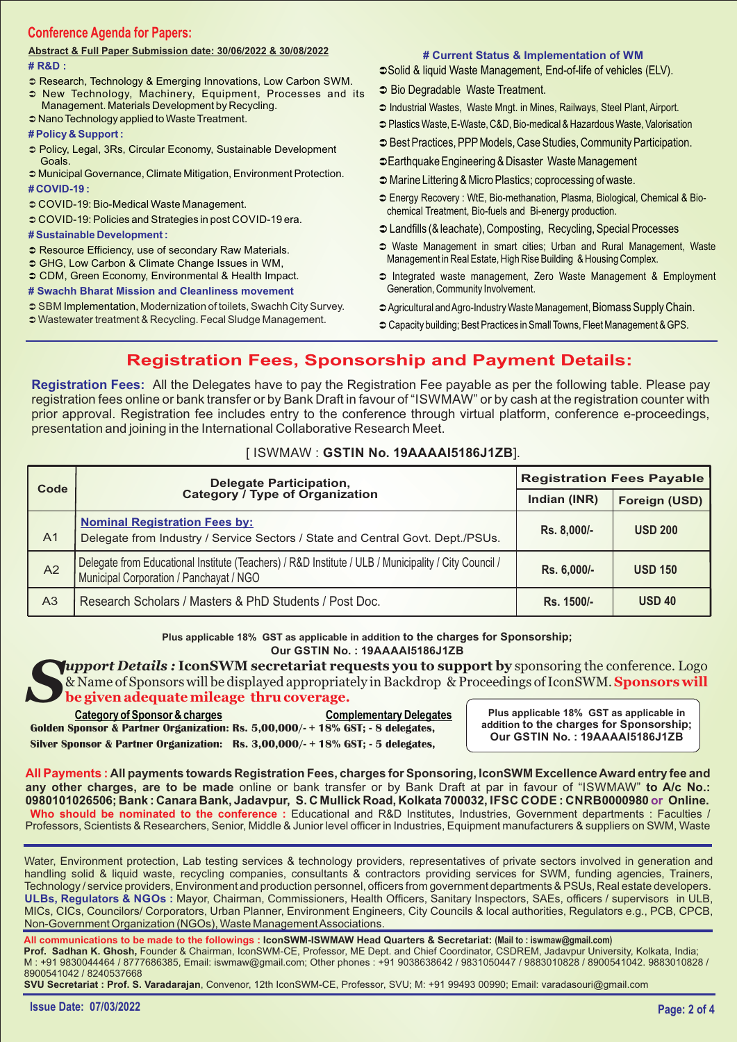## Conference Agenda for Papers:

**Abstract & Full Paper Submission date: 30/06/2022 & 30/08/2022**

**# R&D :**

- Research, Technology & Emerging Innovations, Low Carbon SWM.
- New Technology, Machinery, Equipment, Processes and its Management. Materials Development by Recycling.
- Nano Technology applied to Waste Treatment.

**# Policy & Support :**

- Policy, Legal, 3Rs, Circular Economy, Sustainable Development Goals.
- Municipal Governance, Climate Mitigation, Environment Protection.

**# COVID-19 :**

- COVID-19: Bio-Medical Waste Management.
- COVID-19: Policies and Strategies in post COVID-19 era.

**# Sustainable Development :**

- Resource Efficiency, use of secondary Raw Materials.
- GHG, Low Carbon & Climate Change Issues in WM,
- CDM, Green Economy, Environmental & Health Impact.

**# Swachh Bharat Mission and Cleanliness movement**

- SBM Implementation, Modernization of toilets, Swachh City Survey.
- Wastewater treatment & Recycling. Fecal Sludge Management.

**# Current Status & Implementation of WM**

- Solid & liquid Waste Management, End-of-life of vehicles (ELV).
- Bio Degradable Waste Treatment.
- Industrial Wastes, Waste Mngt. in Mines, Railways, Steel Plant, Airport.
- Plastics Waste, E-Waste, C&D, Bio-medical & Hazardous Waste, Valorisation
- Best Practices, PPP Models, Case Studies, Community Participation.
- Earthquake Engineering & Disaster Waste Management
- Marine Littering & Micro Plastics; coprocessing of waste.
- Energy Recovery : WtE, Bio-methanation, Plasma, Biological, Chemical & Bio-chemical Treatment, Bio-fuels and Bi-energy production.
- Landfills (& leachate), Composting, Recycling, Special Processes
- Waste Management in smart cities; Urban and Rural Management, Waste Management in Real Estate, High Rise Building & Housing Complex.
- Integrated waste management, Zero Waste Management & Employment Generation, Community Involvement.
- Agricultural and Agro-Industry Waste Management, Biomass Supply Chain.
- Capacity building; Best Practices in Small Towns, Fleet Management & GPS.

## Registration Fees, Sponsorship and Payment Details:

**Registration Fees:** All the Delegates have to pay the Registration Fee payable as per the following table. Please pay registration fees online or bank transfer or by Bank Draft in favour of "ISWMAW" or by cash at the registration counter with prior approval. Registration fee includes entry to the conference through virtual platform, conference e-proceedings, presentation and joining in the International Collaborative Research Meet.

[ ISWMAW : **GSTIN No. 19AAAAI5186J1ZB**].

| Code | Delegate Participation, Category / Type of Organization | Registration Fees Payable | |
|---|---|---|---|
| | | Indian (INR) | Foreign (USD) |
| A1 | **Nominal Registration Fees by:** Delegate from Industry / Service Sectors / State and Central Govt. Dept./PSUs. | Rs. 8,000/- | USD 200 |
| A2 | Delegate from Educational Institute (Teachers) / R&D Institute / ULB / Municipality / City Council / Municipal Corporation / Panchayat / NGO | Rs. 6,000/- | USD 150 |
| A3 | Research Scholars / Masters & PhD Students / Post Doc. | Rs. 1500/- | USD 40 |

**Plus applicable 18% GST as applicable in addition to the charges for Sponsorship; Our GSTIN No. : 19AAAAI5186J1ZB**

***Support Details :*** **IconSWM secretariat requests you to support by** sponsoring the conference. Logo & Name of Sponsors will be displayed appropriately in Backdrop & Proceedings of IconSWM. **Sponsors will be given adequate mileage thru coverage.**

| Category of Sponsor & charges | Complementary Delegates |
|---|---|
| Golden Sponsor & Partner Organization: Rs. 5,00,000/- + 18% GST; | 8 delegates, |
| Silver Sponsor & Partner Organization: Rs. 3,00,000/- + 18% GST; | 5 delegates, |

**Plus applicable 18% GST as applicable in addition to the charges for Sponsorship; Our GSTIN No. : 19AAAAI5186J1ZB**

**All Payments : All payments towards Registration Fees, charges for Sponsoring, IconSWM Excellence Award entry fee and any other charges, are to be made** online or bank transfer or by Bank Draft at par in favour of "ISWMAW" **to A/c No.: 0980101026506; Bank : Canara Bank, Jadavpur, S. C Mullick Road, Kolkata 700032, IFSC CODE : CNRB0000980 or Online.**

**Who should be nominated to the conference :** Educational and R&D Institutes, Industries, Government departments : Faculties / Professors, Scientists & Researchers, Senior, Middle & Junior level officer in Industries, Equipment manufacturers & suppliers on SWM, Waste Water, Environment protection, Lab testing services & technology providers, representatives of private sectors involved in generation and handling solid & liquid waste, recycling companies, consultants & contractors providing services for SWM, funding agencies, Trainers, Technology / service providers, Environment and production personnel, officers from government departments & PSUs, Real estate developers. **ULBs, Regulators & NGOs :** Mayor, Chairman, Commissioners, Health Officers, Sanitary Inspectors, SAEs, officers / supervisors in ULB, MICs, CICs, Councilors/ Corporators, Urban Planner, Environment Engineers, City Councils & local authorities, Regulators e.g., PCB, CPCB, Non-Government Organization (NGOs), Waste Management Associations.

**All communications to be made to the followings : IconSWM-ISWMAW Head Quarters & Secretariat: (Mail to : iswmaw@gmail.com)**

**Prof. Sadhan K. Ghosh,** Founder & Chairman, IconSWM-CE, Professor, ME Dept. and Chief Coordinator, CSDREM, Jadavpur University, Kolkata, India; M : +91 9830044464 / 8777686385, Email: iswmaw@gmail.com; Other phones : +91 9038638642 / 9831050447 / 9883010828 / 8900541042. 9883010828 / 8900541042 / 8240537668

**SVU Secretariat : Prof. S. Varadarajan**, Convenor, 12th IconSWM-CE, Professor, SVU; M: +91 99493 00990; Email: varadasouri@gmail.com

**Issue Date: 07/03/2022**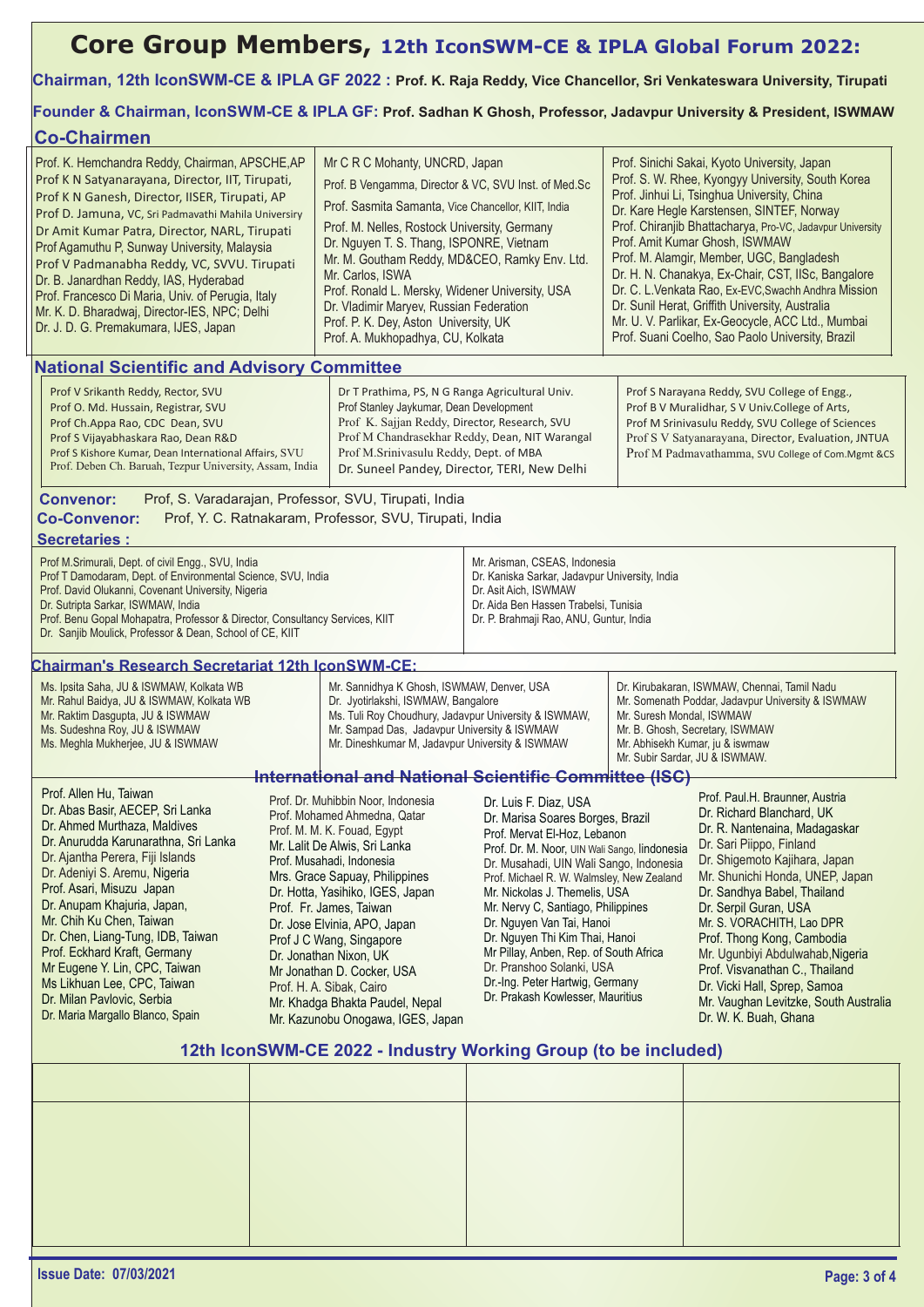# Core Group Members, 12th IconSWM-CE & IPLA Global Forum 2022:

**Chairman, 12th IconSWM-CE & IPLA GF 2022 : Prof. K. Raja Reddy, Vice Chancellor, Sri Venkateswara University, Tirupati**

**Founder & Chairman, IconSWM-CE & IPLA GF: Prof. Sadhan K Ghosh, Professor, Jadavpur University & President, ISWMAW**

## Co-Chairmen

Prof. K. Hemchandra Reddy, Chairman, APSCHE,AP
Prof K N Satyanarayana, Director, IIT, Tirupati,
Prof K N Ganesh, Director, IISER, Tirupati, AP
Prof D. Jamuna, VC, Sri Padmavathi Mahila University
Dr Amit Kumar Patra, Director, NARL, Tirupati
Prof Agamuthu P, Sunway University, Malaysia
Prof V Padmanabha Reddy, VC, SVVU. Tirupati
Dr. B. Janardhan Reddy, IAS, Hyderabad
Prof. Francesco Di Maria, Univ. of Perugia, Italy
Mr. K. D. Bharadwaj, Director-IES, NPC; Delhi
Dr. J. D. G. Premakumara, IJES, Japan

Mr C R C Mohanty, UNCRD, Japan
Prof. B Vengamma, Director & VC, SVU Inst. of Med.Sc
Prof. Sasmita Samanta, Vice Chancellor, KIIT, India
Prof. M. Nelles, Rostock University, Germany
Dr. Nguyen T. S. Thang, ISPONRE, Vietnam
Mr. M. Goutham Reddy, MD&CEO, Ramky Env. Ltd.
Mr. Carlos, ISWA
Prof. Ronald L. Mersky, Widener University, USA
Dr. Vladimir Maryev, Russian Federation
Prof. P. K. Dey, Aston University, UK
Prof. A. Mukhopadhya, CU, Kolkata

Prof. Sinichi Sakai, Kyoto University, Japan
Prof. S. W. Rhee, Kyongyy University, South Korea
Prof. Jinhui Li, Tsinghua University, China
Dr. Kare Hegle Karstensen, SINTEF, Norway
Prof. Chiranjib Bhattacharya, Pro-VC, Jadavpur University
Prof. Amit Kumar Ghosh, ISWMAW
Prof. M. Alamgir, Member, UGC, Bangladesh
Dr. H. N. Chanakya, Ex-Chair, CST, IISc, Bangalore
Dr. C. L.Venkata Rao, Ex-EVC,Swachh Andhra Mission
Dr. Sunil Herat, Griffith University, Australia
Mr. U. V. Parlikar, Ex-Geocycle, ACC Ltd., Mumbai
Prof. Suani Coelho, Sao Paolo University, Brazil

## National Scientific and Advisory Committee

Prof V Srikanth Reddy, Rector, SVU
Prof O. Md. Hussain, Registrar, SVU
Prof Ch.Appa Rao, CDC Dean, SVU
Prof S Vijayabhaskara Rao, Dean R&D
Prof S Kishore Kumar, Dean International Affairs, SVU
Prof. Deben Ch. Baruah, Tezpur University, Assam, India

Dr T Prathima, PS, N G Ranga Agricultural Univ.
Prof Stanley Jaykumar, Dean Development
Prof K. Sajjan Reddy, Director, Research, SVU
Prof M Chandrasekhar Reddy, Dean, NIT Warangal
Prof M.Srinivasulu Reddy, Dept. of MBA
Dr. Suneel Pandey, Director, TERI, New Delhi

Prof S Narayana Reddy, SVU College of Engg.,
Prof B V Muralidhar, S V Univ.College of Arts,
Prof M Srinivasulu Reddy, SVU College of Sciences
Prof S V Satyanarayana, Director, Evaluation, JNTUA
Prof M Padmavathamma, SVU College of Com.Mgmt &CS

**Convenor:** Prof, S. Varadarajan, Professor, SVU, Tirupati, India

**Co-Convenor:** Prof, Y. C. Ratnakaram, Professor, SVU, Tirupati, India

## Secretaries :

Prof M.Srimurali, Dept. of civil Engg., SVU, India
Prof T Damodaram, Dept. of Environmental Science, SVU, India
Prof. David Olukanni, Covenant University, Nigeria
Dr. Sutripta Sarkar, ISWMAW, India
Prof. Benu Gopal Mohapatra, Professor & Director, Consultancy Services, KIIT
Dr. Sanjib Moulick, Professor & Dean, School of CE, KIIT

Mr. Arisman, CSEAS, Indonesia
Dr. Kaniska Sarkar, Jadavpur University, India
Mr. Asit Aich, ISWMAW
Dr. Aida Ben Hassen Trabelsi, Tunisia
Dr. P. Brahmaji Rao, ANU, Guntur, India

## Chairman's Research Secretariat 12th IconSWM-CE:

Ms. Ipsita Saha, JU & ISWMAW, Kolkata WB
Mr. Rahul Baidya, JU & ISWMAW, Kolkata WB
Mr. Raktim Dasgupta, JU & ISWMAW
Ms. Sudeshna Roy, JU & ISWMAW
Ms. Meghla Mukherjee, JU & ISWMAW

Mr. Sannidhya K Ghosh, ISWMAW, Denver, USA
Dr. Jyotirlakshi, ISWMAW, Bangalore
Ms. Tuli Roy Choudhury, Jadavpur University & ISWMAW,
Mr. Sampad Das, Jadavpur University & ISWMAW
Mr. Dineshkumar M, Jadavpur University & ISWMAW

Dr. Kirubakaran, ISWMAW, Chennai, Tamil Nadu
Mr. Somenath Poddar, Jadavpur University & ISWMAW
Mr. Suresh Mondal, ISWMAW
Mr. B. Ghosh, Secretary, ISWMAW
Mr. Abhisekh Kumar, ju & iswmaw
Mr. Subir Sardar, JU & ISWMAW.

## International and National Scientific Committee (ISC)

Prof. Allen Hu, Taiwan
Dr. Abas Basir, AECEP, Sri Lanka
Dr. Ahmed Murthaza, Maldives
Dr. Anurudda Karunarathna, Sri Lanka
Dr. Ajantha Perera, Fiji Islands
Dr. Adeniyi S. Aremu, Nigeria
Prof. Asari, Misuzu Japan
Dr. Anupam Khajuria, Japan,
Mr. Chih Ku Chen, Taiwan
Dr. Chen, Liang-Tung, IDB, Taiwan
Prof. Eckhard Kraft, Germany
Mr Eugene Y. Lin, CPC, Taiwan
Ms Likhuan Lee, CPC, Taiwan
Dr. Milan Pavlovic, Serbia
Dr. Maria Margallo Blanco, Spain

Prof. Dr. Muhibbin Noor, Indonesia
Prof. Mohamed Ahmedna, Qatar
Prof. M. M. K. Fouad, Egypt
Mr. Lalit De Alwis, Sri Lanka
Prof. Musahadi, Indonesia
Mrs. Grace Sapuay, Philippines
Dr. Hotta, Yasihiko, IGES, Japan
Prof. Fr. James, Taiwan
Dr. Jose Elvinia, APO, Japan
Prof J C Wang, Singapore
Dr. Jonathan Nixon, UK
Mr Jonathan D. Cocker, USA
Prof. H. A. Sibak, Cairo
Mr. Khadga Bhakta Paudel, Nepal
Mr. Kazunobu Onogawa, IGES, Japan

Dr. Luis F. Diaz, USA
Dr. Marisa Soares Borges, Brazil
Prof. Mervat El-Hoz, Lebanon
Prof. Dr. M. Noor, UIN Wali Sango, lindonesia
Dr. Musahadi, UIN Wali Sango, Indonesia
Prof. Michael R. W. Walmsley, New Zealand
Mr. Nickolas J. Themelis, USA
Mr. Nervy C, Santiago, Philippines
Dr. Nguyen Van Tai, Hanoi
Dr. Nguyen Thi Kim Thai, Hanoi
Mr Pillay, Anben, Rep. of South Africa
Dr. Pranshoo Solanki, USA
Dr.-Ing. Peter Hartwig, Germany
Dr. Prakash Kowlesser, Mauritius

Prof. Paul.H. Braunner, Austria
Dr. Richard Blanchard, UK
Dr. R. Nantenaina, Madagaskar
Dr. Sari Piippo, Finland
Dr. Shigemoto Kajihara, Japan
Mr. Shunichi Honda, UNEP, Japan
Dr. Sandhya Babel, Thailand
Dr. Serpil Guran, USA
Mr. S. VORACHITH, Lao DPR
Prof. Thong Kong, Cambodia
Mr. Ugunbiyi Abdulwahab,Nigeria
Prof. Visvanathan C., Thailand
Dr. Vicki Hall, Sprep, Samoa
Mr. Vaughan Levitzke, South Australia
Dr. W. K. Buah, Ghana

## 12th IconSWM-CE 2022 - Industry Working Group (to be included)

| | | | |
|---|---|---|---|
| | | | |

**Issue Date: 07/03/2021**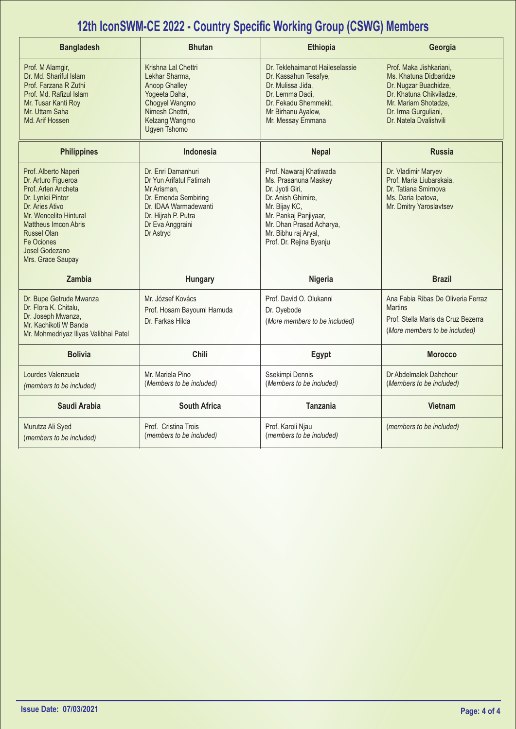# 12th IconSWM-CE 2022 - Country Specific Working Group (CSWG) Members

| Bangladesh | Bhutan | Ethiopia | Georgia |
|---|---|---|---|
| Prof. M Alamgir,<br>Dr. Md. Shariful Islam<br>Prof. Farzana R Zuthi<br>Prof. Md. Rafizul Islam<br>Mr. Tusar Kanti Roy<br>Mr. Uttam Saha<br>Md. Arif Hossen | Krishna Lal Chettri<br>Lekhar Sharma,<br>Anoop Ghalley<br>Yogeeta Dahal,<br>Chogyel Wangmo<br>Nimesh Chettri,<br>Kelzang Wangmo<br>Ugyen Tshomo | Dr. Teklehaimanot Haileselassie<br>Dr. Kassahun Tesafye,<br>Dr. Mulissa Jida,<br>Dr. Lemma Dadi,<br>Dr. Fekadu Shemmekit,<br>Mr Birhanu Ayalew,<br>Mr. Messay Emmana | Prof. Maka Jishkariani,<br>Ms. Khatuna Didbaridze<br>Dr. Nugzar Buachidze,<br>Dr. Khatuna Chikviladze,<br>Mr. Mariam Shotadze,<br>Dr. Irma Gurguliani,<br>Dr. Natela Dvalishvili |
| **Philippines** | **Indonesia** | **Nepal** | **Russia** |
| Prof. Alberto Naperi<br>Dr. Arturo Figueroa<br>Prof. Arlen Ancheta<br>Dr. Lynlei Pintor<br>Dr. Aries Ativo<br>Mr. Wencelito Hintural<br>Mattheus Imcon Abris<br>Russel Olan<br>Fe Ociones<br>Josel Godezano<br>Mrs. Grace Saupay | Dr. Enri Damanhuri<br>Dr Yun Arifatul Fatimah<br>Mr Arisman,<br>Dr. Emenda Sembiring<br>Dr. IDAA Warmadewanti<br>Dr. Hijrah P. Putra<br>Dr Eva Anggraini<br>Dr Astryd | Prof. Nawaraj Khatiwada<br>Ms. Prasanuna Maskey<br>Dr. Jyoti Giri,<br>Dr. Anish Ghimire,<br>Mr. Bijay KC,<br>Mr. Pankaj Panjiyaar,<br>Mr. Dhan Prasad Acharya,<br>Mr. Bibhu raj Aryal,<br>Prof. Dr. Rejina Byanju | Dr. Vladimir Maryev<br>Prof. Maria Liubarskaia,<br>Dr. Tatiana Smirnova<br>Ms. Daria Ipatova,<br>Mr. Dmitry Yaroslavtsev |
| **Zambia** | **Hungary** | **Nigeria** | **Brazil** |
| Dr. Bupe Getrude Mwanza<br>Dr. Flora K. Chitalu,<br>Dr. Joseph Mwanza,<br>Mr. Kachikoti W Banda<br>Mr. Mohmedriyaz Iliyas Valibhai Patel | Mr. József Kovács<br>Prof. Hosam Bayoumi Hamuda<br>Dr. Farkas Hilda | Prof. David O. Olukanni<br>Dr. Oyebode<br>*(More members to be included)* | Ana Fabia Ribas De Oliveria Ferraz Martins<br>Prof. Stella Maris da Cruz Bezerra<br>*(More members to be included)* |
| **Bolivia** | **Chili** | **Egypt** | **Morocco** |
| Lourdes Valenzuela<br>*(members to be included)* | Mr. Mariela Pino<br>*(Members to be included)* | Ssekimpi Dennis<br>*(Members to be included)* | Dr Abdelmalek Dahchour<br>*(Members to be included)* |
| **Saudi Arabia** | **South Africa** | **Tanzania** | **Vietnam** |
| Murutza Ali Syed<br>*(members to be included)* | Prof. Cristina Trois<br>*(members to be included)* | Prof. Karoli Njau<br>*(members to be included)* | *(members to be included)* |

**Issue Date: 07/03/2021**